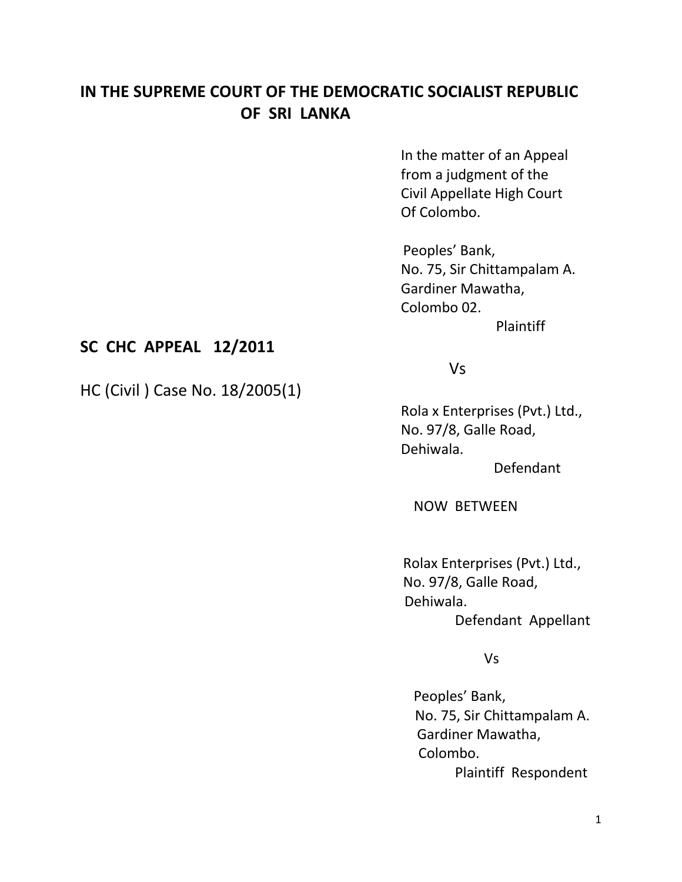# IN THE SUPREME COURT OF THE DEMOCRATIC SOCIALIST REPUBLIC OF SRI LANKA

In the matter of an Appeal from a judgment of the Civil Appellate High Court Of Colombo.

Peoples' Bank,
No. 75, Sir Chittampalam A.
Gardiner Mawatha,
Colombo 02.

Plaintiff

**SC CHC APPEAL 12/2011**

HC (Civil ) Case No. 18/2005(1)

Vs

Rola x Enterprises (Pvt.) Ltd.,
No. 97/8, Galle Road,
Dehiwala.

Defendant

NOW BETWEEN

Rolax Enterprises (Pvt.) Ltd.,
No. 97/8, Galle Road,
Dehiwala.

Defendant Appellant

Vs

Peoples' Bank,
No. 75, Sir Chittampalam A.
Gardiner Mawatha,
Colombo.

Plaintiff Respondent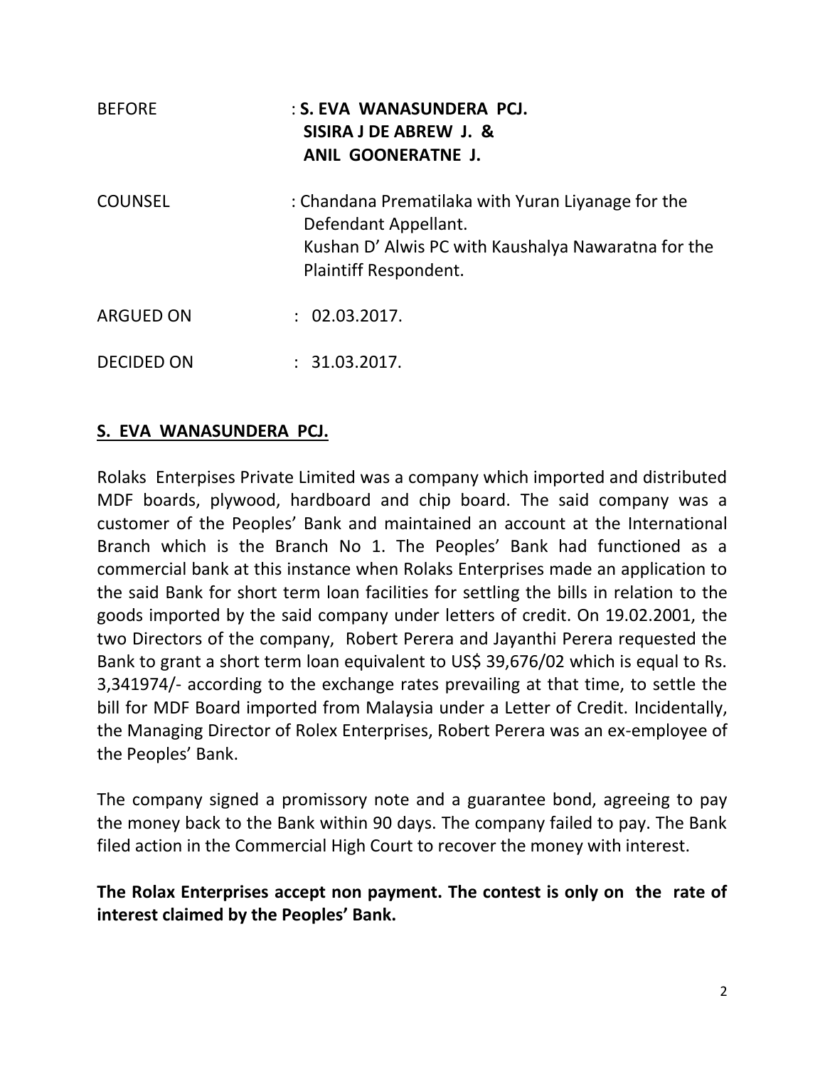BEFORE : **S. EVA WANASUNDERA PCJ.**
**SISIRA J DE ABREW J. &**
**ANIL GOONERATNE J.**

COUNSEL : Chandana Prematilaka with Yuran Liyanage for the Defendant Appellant.
Kushan D' Alwis PC with Kaushalya Nawaratna for the Plaintiff Respondent.

ARGUED ON : 02.03.2017.

DECIDED ON : 31.03.2017.

**S. EVA WANASUNDERA PCJ.**

Rolaks Enterpises Private Limited was a company which imported and distributed MDF boards, plywood, hardboard and chip board. The said company was a customer of the Peoples' Bank and maintained an account at the International Branch which is the Branch No 1. The Peoples' Bank had functioned as a commercial bank at this instance when Rolaks Enterprises made an application to the said Bank for short term loan facilities for settling the bills in relation to the goods imported by the said company under letters of credit. On 19.02.2001, the two Directors of the company, Robert Perera and Jayanthi Perera requested the Bank to grant a short term loan equivalent to US$ 39,676/02 which is equal to Rs. 3,341974/- according to the exchange rates prevailing at that time, to settle the bill for MDF Board imported from Malaysia under a Letter of Credit. Incidentally, the Managing Director of Rolex Enterprises, Robert Perera was an ex-employee of the Peoples' Bank.

The company signed a promissory note and a guarantee bond, agreeing to pay the money back to the Bank within 90 days. The company failed to pay. The Bank filed action in the Commercial High Court to recover the money with interest.

**The Rolax Enterprises accept non payment. The contest is only on the rate of interest claimed by the Peoples' Bank.**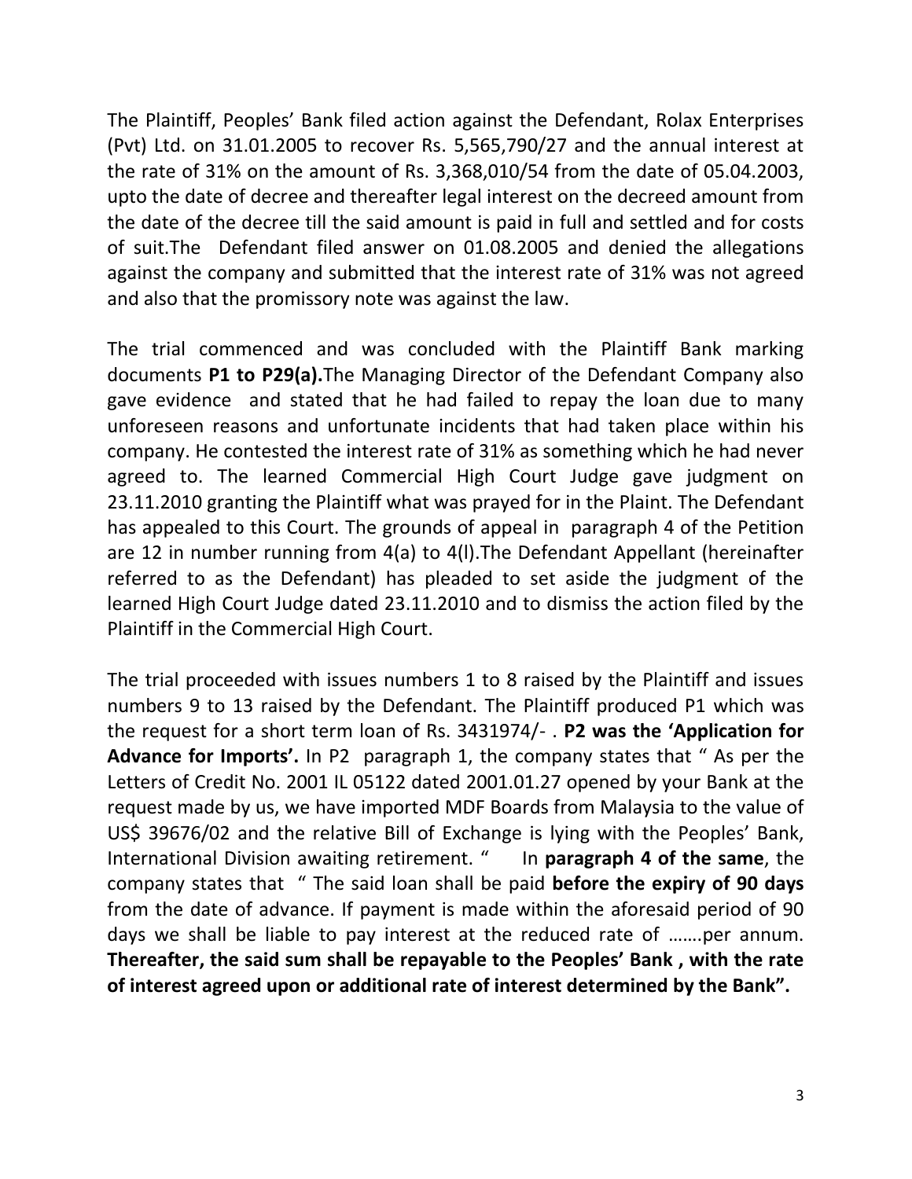The Plaintiff, Peoples' Bank filed action against the Defendant, Rolax Enterprises (Pvt) Ltd. on 31.01.2005 to recover Rs. 5,565,790/27 and the annual interest at the rate of 31% on the amount of Rs. 3,368,010/54 from the date of 05.04.2003, upto the date of decree and thereafter legal interest on the decreed amount from the date of the decree till the said amount is paid in full and settled and for costs of suit.The Defendant filed answer on 01.08.2005 and denied the allegations against the company and submitted that the interest rate of 31% was not agreed and also that the promissory note was against the law.

The trial commenced and was concluded with the Plaintiff Bank marking documents **P1 to P29(a).**The Managing Director of the Defendant Company also gave evidence and stated that he had failed to repay the loan due to many unforeseen reasons and unfortunate incidents that had taken place within his company. He contested the interest rate of 31% as something which he had never agreed to. The learned Commercial High Court Judge gave judgment on 23.11.2010 granting the Plaintiff what was prayed for in the Plaint. The Defendant has appealed to this Court. The grounds of appeal in paragraph 4 of the Petition are 12 in number running from 4(a) to 4(l).The Defendant Appellant (hereinafter referred to as the Defendant) has pleaded to set aside the judgment of the learned High Court Judge dated 23.11.2010 and to dismiss the action filed by the Plaintiff in the Commercial High Court.

The trial proceeded with issues numbers 1 to 8 raised by the Plaintiff and issues numbers 9 to 13 raised by the Defendant. The Plaintiff produced P1 which was the request for a short term loan of Rs. 3431974/- . **P2 was the 'Application for Advance for Imports'.** In P2 paragraph 1, the company states that " As per the Letters of Credit No. 2001 IL 05122 dated 2001.01.27 opened by your Bank at the request made by us, we have imported MDF Boards from Malaysia to the value of US$ 39676/02 and the relative Bill of Exchange is lying with the Peoples' Bank, International Division awaiting retirement. " In **paragraph 4 of the same**, the company states that " The said loan shall be paid **before the expiry of 90 days** from the date of advance. If payment is made within the aforesaid period of 90 days we shall be liable to pay interest at the reduced rate of …….per annum. **Thereafter, the said sum shall be repayable to the Peoples' Bank , with the rate of interest agreed upon or additional rate of interest determined by the Bank".**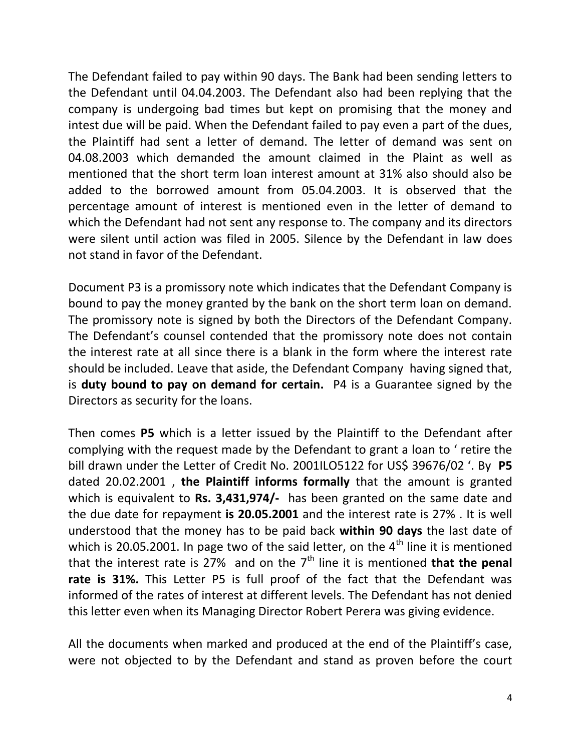The Defendant failed to pay within 90 days. The Bank had been sending letters to the Defendant until 04.04.2003. The Defendant also had been replying that the company is undergoing bad times but kept on promising that the money and intest due will be paid. When the Defendant failed to pay even a part of the dues, the Plaintiff had sent a letter of demand. The letter of demand was sent on 04.08.2003 which demanded the amount claimed in the Plaint as well as mentioned that the short term loan interest amount at 31% also should also be added to the borrowed amount from 05.04.2003. It is observed that the percentage amount of interest is mentioned even in the letter of demand to which the Defendant had not sent any response to. The company and its directors were silent until action was filed in 2005. Silence by the Defendant in law does not stand in favor of the Defendant.

Document P3 is a promissory note which indicates that the Defendant Company is bound to pay the money granted by the bank on the short term loan on demand. The promissory note is signed by both the Directors of the Defendant Company. The Defendant's counsel contended that the promissory note does not contain the interest rate at all since there is a blank in the form where the interest rate should be included. Leave that aside, the Defendant Company having signed that, is **duty bound to pay on demand for certain.** P4 is a Guarantee signed by the Directors as security for the loans.

Then comes **P5** which is a letter issued by the Plaintiff to the Defendant after complying with the request made by the Defendant to grant a loan to ' retire the bill drawn under the Letter of Credit No. 2001ILO5122 for US$ 39676/02 '. By **P5** dated 20.02.2001 , **the Plaintiff informs formally** that the amount is granted which is equivalent to **Rs. 3,431,974/-** has been granted on the same date and the due date for repayment **is 20.05.2001** and the interest rate is 27% . It is well understood that the money has to be paid back **within 90 days** the last date of which is 20.05.2001. In page two of the said letter, on the 4th line it is mentioned that the interest rate is 27% and on the 7th line it is mentioned **that the penal rate is 31%.** This Letter P5 is full proof of the fact that the Defendant was informed of the rates of interest at different levels. The Defendant has not denied this letter even when its Managing Director Robert Perera was giving evidence.

All the documents when marked and produced at the end of the Plaintiff's case, were not objected to by the Defendant and stand as proven before the court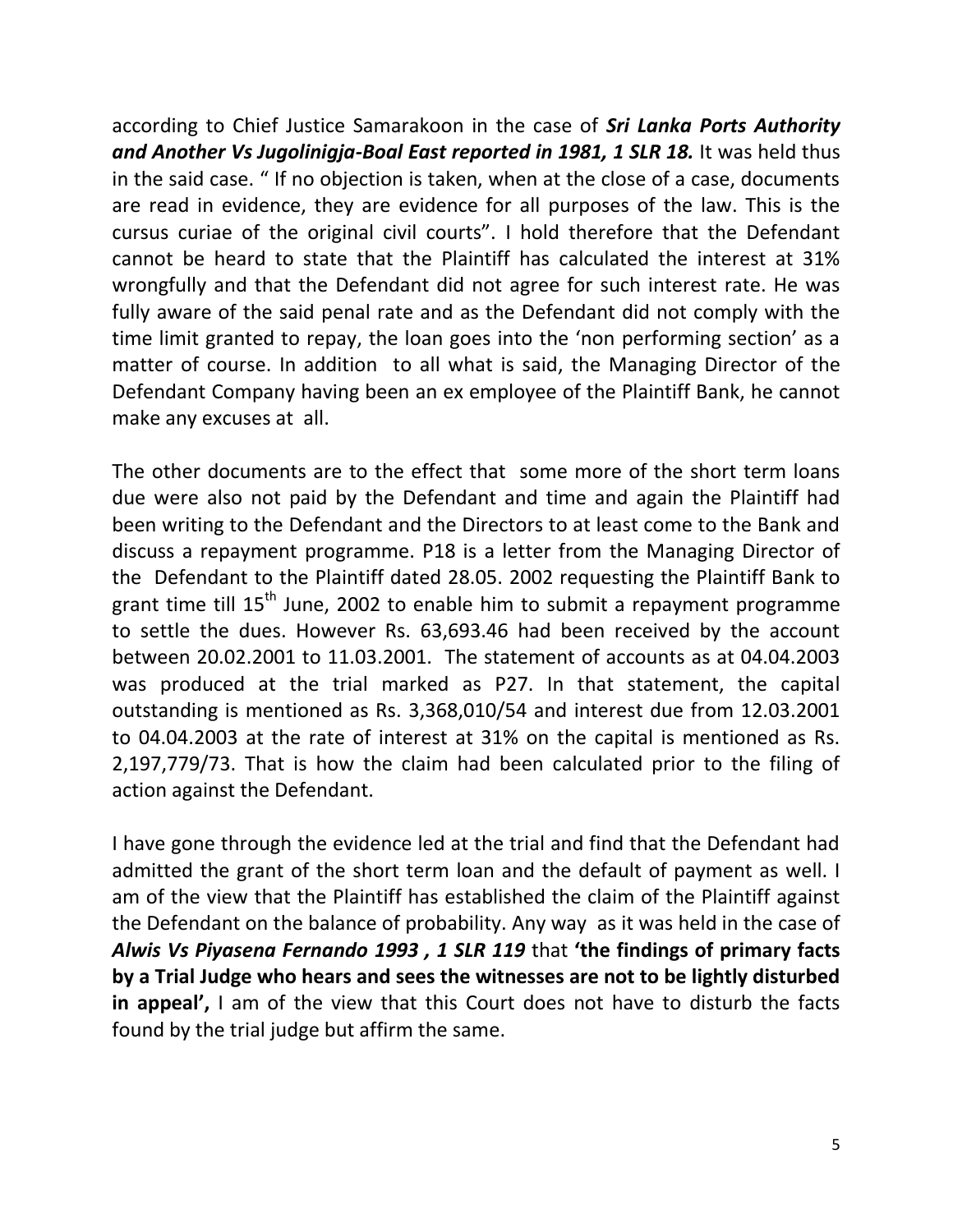according to Chief Justice Samarakoon in the case of ***Sri Lanka Ports Authority and Another Vs Jugolinigja-Boal East reported in 1981, 1 SLR 18.*** It was held thus in the said case. " If no objection is taken, when at the close of a case, documents are read in evidence, they are evidence for all purposes of the law. This is the cursus curiae of the original civil courts". I hold therefore that the Defendant cannot be heard to state that the Plaintiff has calculated the interest at 31% wrongfully and that the Defendant did not agree for such interest rate. He was fully aware of the said penal rate and as the Defendant did not comply with the time limit granted to repay, the loan goes into the 'non performing section' as a matter of course. In addition to all what is said, the Managing Director of the Defendant Company having been an ex employee of the Plaintiff Bank, he cannot make any excuses at all.

The other documents are to the effect that some more of the short term loans due were also not paid by the Defendant and time and again the Plaintiff had been writing to the Defendant and the Directors to at least come to the Bank and discuss a repayment programme. P18 is a letter from the Managing Director of the Defendant to the Plaintiff dated 28.05. 2002 requesting the Plaintiff Bank to grant time till 15th June, 2002 to enable him to submit a repayment programme to settle the dues. However Rs. 63,693.46 had been received by the account between 20.02.2001 to 11.03.2001. The statement of accounts as at 04.04.2003 was produced at the trial marked as P27. In that statement, the capital outstanding is mentioned as Rs. 3,368,010/54 and interest due from 12.03.2001 to 04.04.2003 at the rate of interest at 31% on the capital is mentioned as Rs. 2,197,779/73. That is how the claim had been calculated prior to the filing of action against the Defendant.

I have gone through the evidence led at the trial and find that the Defendant had admitted the grant of the short term loan and the default of payment as well. I am of the view that the Plaintiff has established the claim of the Plaintiff against the Defendant on the balance of probability. Any way as it was held in the case of ***Alwis Vs Piyasena Fernando 1993 , 1 SLR 119*** that **'the findings of primary facts by a Trial Judge who hears and sees the witnesses are not to be lightly disturbed in appeal',** I am of the view that this Court does not have to disturb the facts found by the trial judge but affirm the same.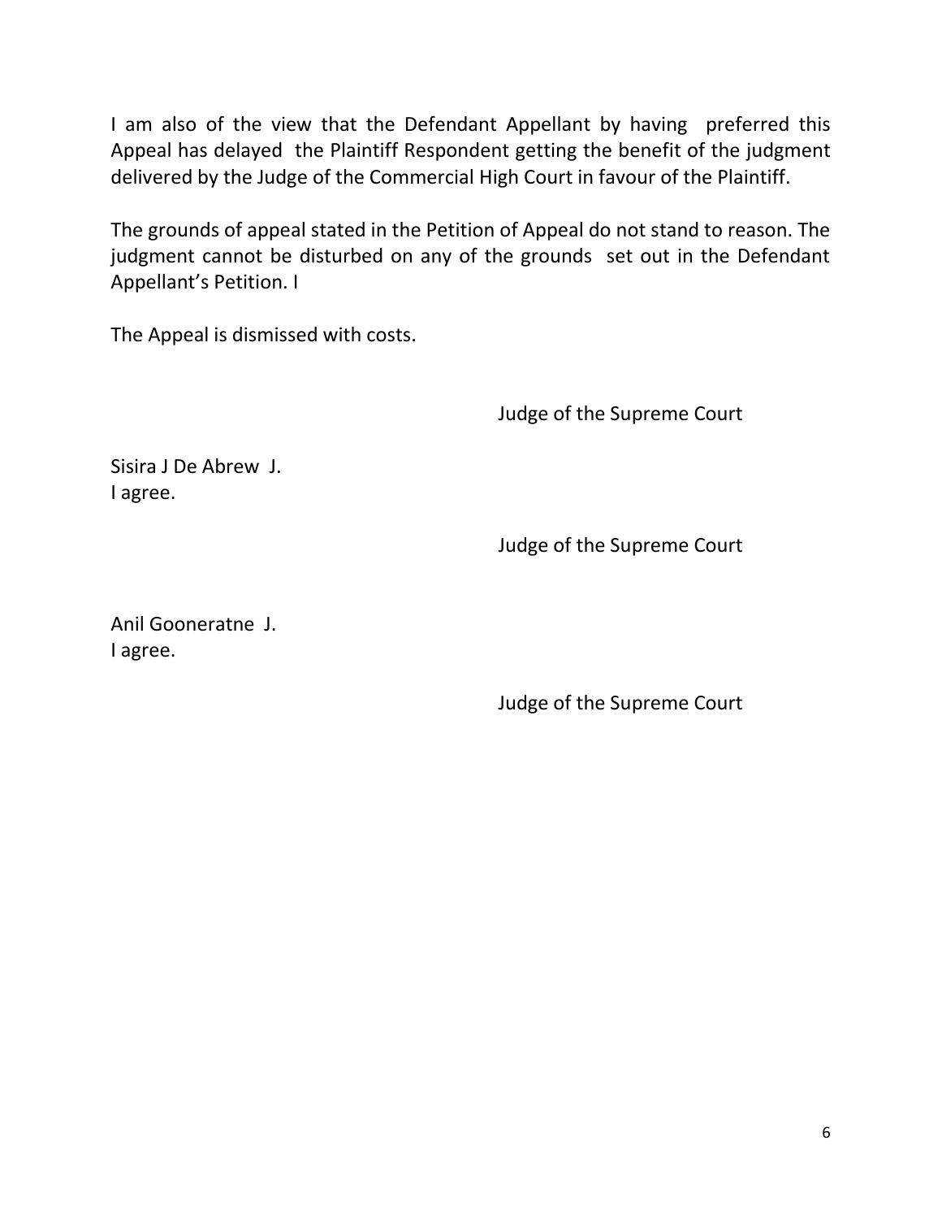I am also of the view that the Defendant Appellant by having preferred this Appeal has delayed the Plaintiff Respondent getting the benefit of the judgment delivered by the Judge of the Commercial High Court in favour of the Plaintiff.

The grounds of appeal stated in the Petition of Appeal do not stand to reason. The judgment cannot be disturbed on any of the grounds set out in the Defendant Appellant's Petition. I

The Appeal is dismissed with costs.

Judge of the Supreme Court

Sisira J De Abrew J.
I agree.

Judge of the Supreme Court

Anil Gooneratne J.
I agree.

Judge of the Supreme Court